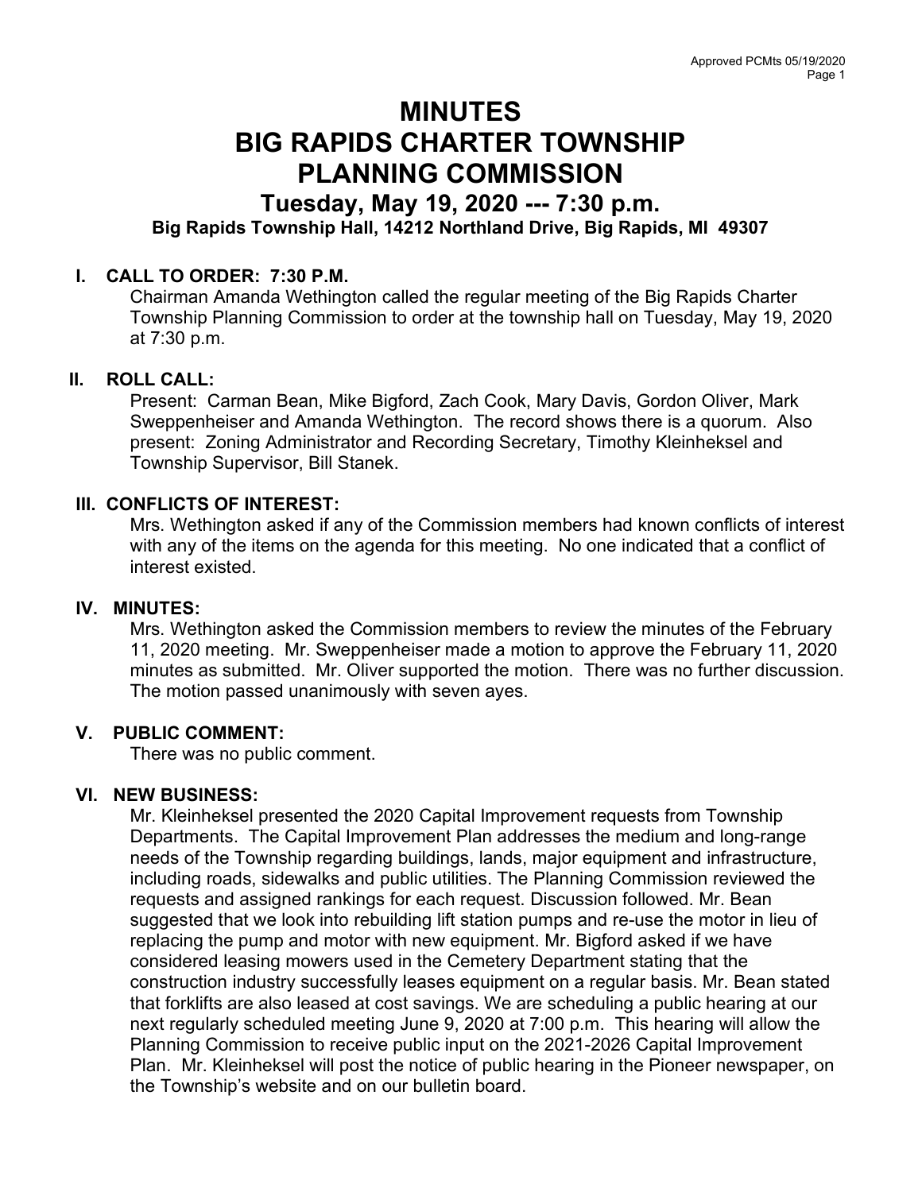# MINUTES
# BIG RAPIDS CHARTER TOWNSHIP
# PLANNING COMMISSION

## Tuesday, May 19, 2020 --- 7:30 p.m.

**Big Rapids Township Hall, 14212 Northland Drive, Big Rapids, MI 49307**

### I. CALL TO ORDER: 7:30 P.M.

Chairman Amanda Wethington called the regular meeting of the Big Rapids Charter Township Planning Commission to order at the township hall on Tuesday, May 19, 2020 at 7:30 p.m.

### II. ROLL CALL:

Present: Carman Bean, Mike Bigford, Zach Cook, Mary Davis, Gordon Oliver, Mark Sweppenheiser and Amanda Wethington. The record shows there is a quorum. Also present: Zoning Administrator and Recording Secretary, Timothy Kleinheksel and Township Supervisor, Bill Stanek.

### III. CONFLICTS OF INTEREST:

Mrs. Wethington asked if any of the Commission members had known conflicts of interest with any of the items on the agenda for this meeting. No one indicated that a conflict of interest existed.

### IV. MINUTES:

Mrs. Wethington asked the Commission members to review the minutes of the February 11, 2020 meeting. Mr. Sweppenheiser made a motion to approve the February 11, 2020 minutes as submitted. Mr. Oliver supported the motion. There was no further discussion. The motion passed unanimously with seven ayes.

### V. PUBLIC COMMENT:

There was no public comment.

### VI. NEW BUSINESS:

Mr. Kleinheksel presented the 2020 Capital Improvement requests from Township Departments. The Capital Improvement Plan addresses the medium and long-range needs of the Township regarding buildings, lands, major equipment and infrastructure, including roads, sidewalks and public utilities. The Planning Commission reviewed the requests and assigned rankings for each request. Discussion followed. Mr. Bean suggested that we look into rebuilding lift station pumps and re-use the motor in lieu of replacing the pump and motor with new equipment. Mr. Bigford asked if we have considered leasing mowers used in the Cemetery Department stating that the construction industry successfully leases equipment on a regular basis. Mr. Bean stated that forklifts are also leased at cost savings. We are scheduling a public hearing at our next regularly scheduled meeting June 9, 2020 at 7:00 p.m. This hearing will allow the Planning Commission to receive public input on the 2021-2026 Capital Improvement Plan. Mr. Kleinheksel will post the notice of public hearing in the Pioneer newspaper, on the Township's website and on our bulletin board.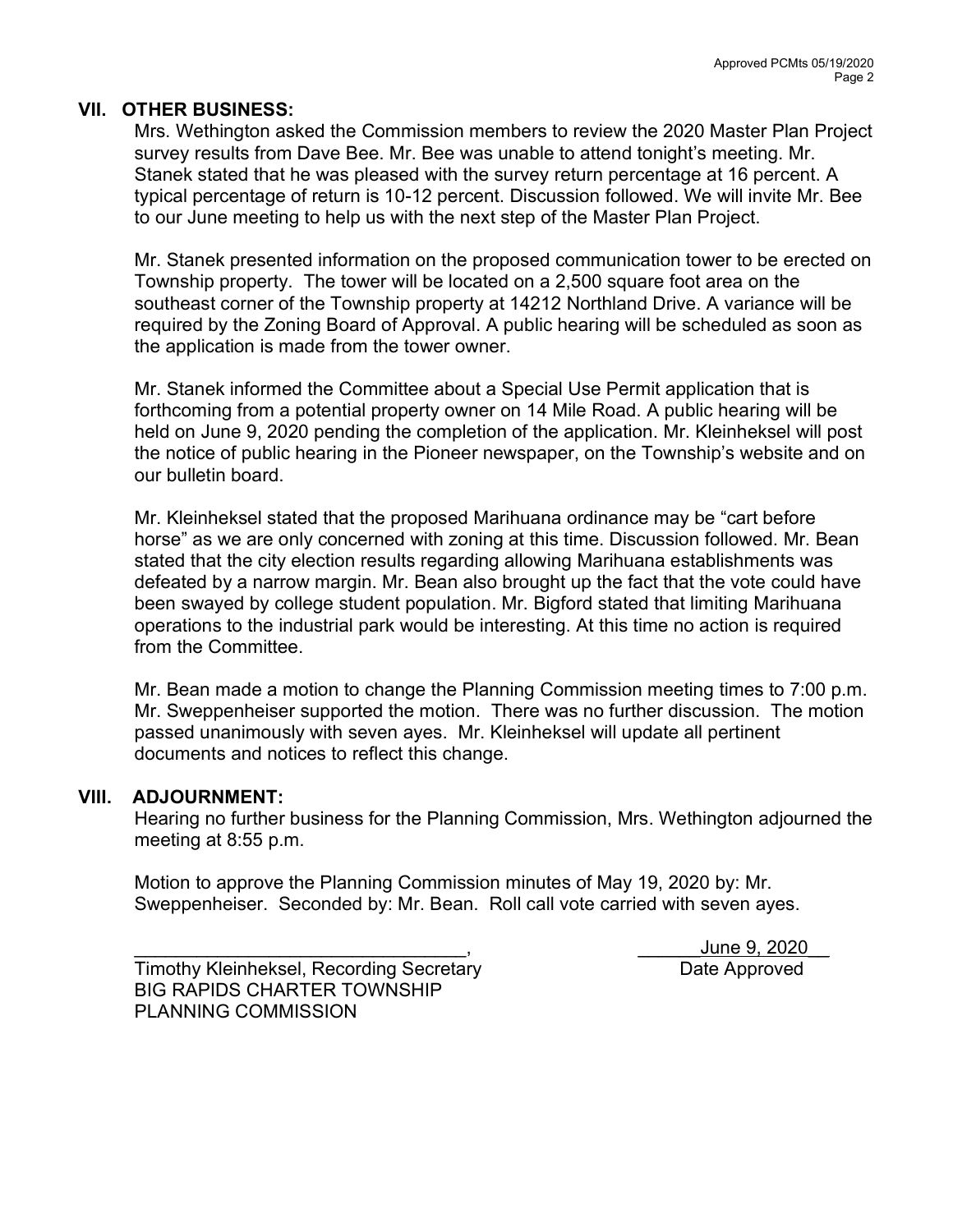## VII. OTHER BUSINESS:

Mrs. Wethington asked the Commission members to review the 2020 Master Plan Project survey results from Dave Bee. Mr. Bee was unable to attend tonight's meeting. Mr. Stanek stated that he was pleased with the survey return percentage at 16 percent. A typical percentage of return is 10-12 percent. Discussion followed. We will invite Mr. Bee to our June meeting to help us with the next step of the Master Plan Project.

Mr. Stanek presented information on the proposed communication tower to be erected on Township property. The tower will be located on a 2,500 square foot area on the southeast corner of the Township property at 14212 Northland Drive. A variance will be required by the Zoning Board of Approval. A public hearing will be scheduled as soon as the application is made from the tower owner.

Mr. Stanek informed the Committee about a Special Use Permit application that is forthcoming from a potential property owner on 14 Mile Road. A public hearing will be held on June 9, 2020 pending the completion of the application. Mr. Kleinheksel will post the notice of public hearing in the Pioneer newspaper, on the Township's website and on our bulletin board.

Mr. Kleinheksel stated that the proposed Marihuana ordinance may be "cart before horse" as we are only concerned with zoning at this time. Discussion followed. Mr. Bean stated that the city election results regarding allowing Marihuana establishments was defeated by a narrow margin. Mr. Bean also brought up the fact that the vote could have been swayed by college student population. Mr. Bigford stated that limiting Marihuana operations to the industrial park would be interesting. At this time no action is required from the Committee.

Mr. Bean made a motion to change the Planning Commission meeting times to 7:00 p.m. Mr. Sweppenheiser supported the motion. There was no further discussion. The motion passed unanimously with seven ayes. Mr. Kleinheksel will update all pertinent documents and notices to reflect this change.

## VIII. ADJOURNMENT:

Hearing no further business for the Planning Commission, Mrs. Wethington adjourned the meeting at 8:55 p.m.

Motion to approve the Planning Commission minutes of May 19, 2020 by: Mr. Sweppenheiser. Seconded by: Mr. Bean. Roll call vote carried with seven ayes.

________________________________, ______June 9, 2020__

Timothy Kleinheksel, Recording Secretary — Date Approved

BIG RAPIDS CHARTER TOWNSHIP
PLANNING COMMISSION